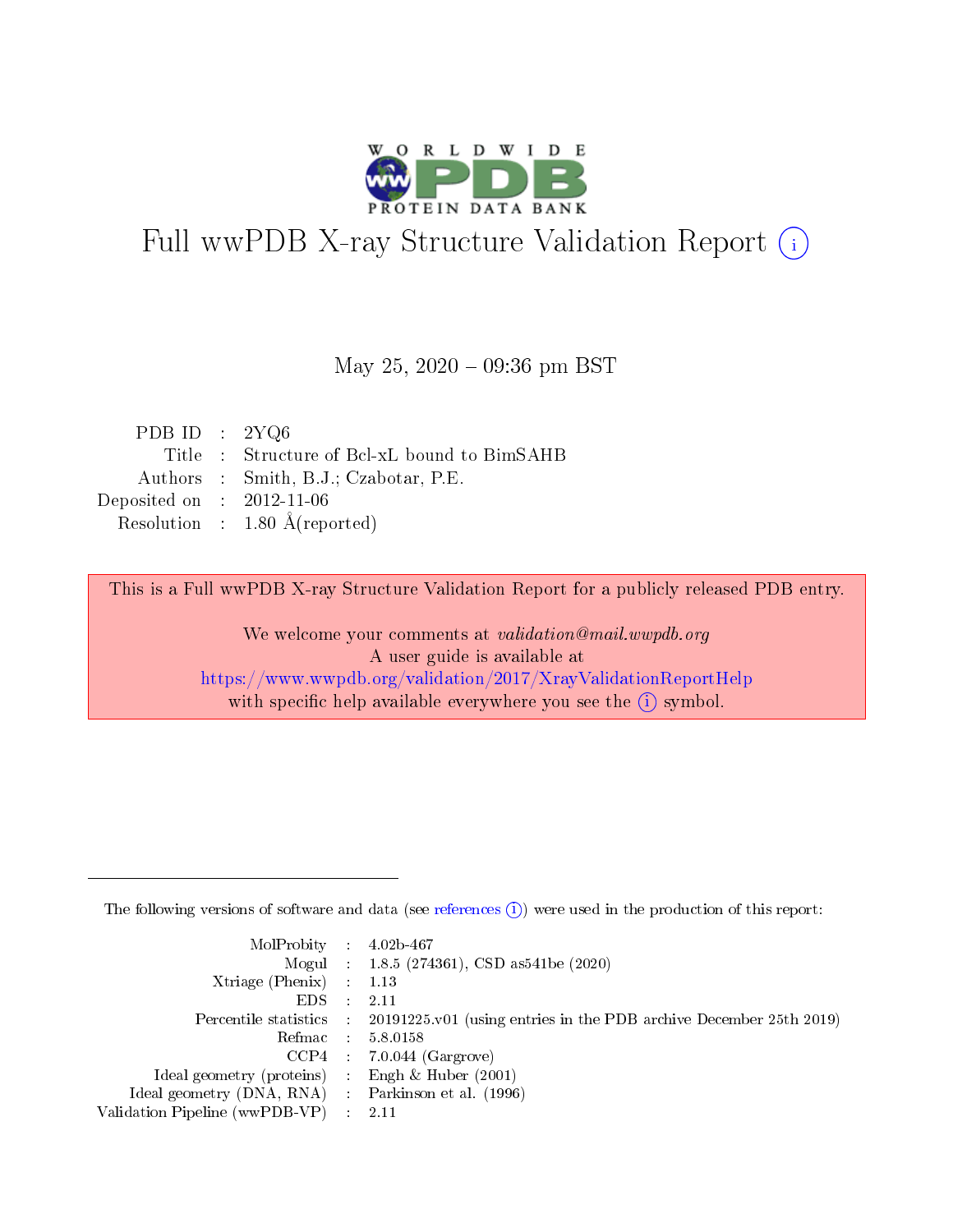# Full wwPDB X-ray Structure Validation Report (i)

May 25, 2020 – 09:36 pm BST

| | | |
|---|---|---|
| PDB ID | : | 2YQ6 |
| Title | : | Structure of Bcl-xL bound to BimSAHB |
| Authors | : | Smith, B.J.; Czabotar, P.E. |
| Deposited on | : | 2012-11-06 |
| Resolution | : | 1.80 Å(reported) |

This is a Full wwPDB X-ray Structure Validation Report for a publicly released PDB entry.

We welcome your comments at *validation@mail.wwpdb.org*
A user guide is available at
https://www.wwpdb.org/validation/2017/XrayValidationReportHelp
with specific help available everywhere you see the (i) symbol.

---

The following versions of software and data (see references (i)) were used in the production of this report:

| | | |
|---|---|---|
| MolProbity | : | 4.02b-467 |
| Mogul | : | 1.8.5 (274361), CSD as541be (2020) |
| Xtriage (Phenix) | : | 1.13 |
| EDS | : | 2.11 |
| Percentile statistics | : | 20191225.v01 (using entries in the PDB archive December 25th 2019) |
| Refmac | : | 5.8.0158 |
| CCP4 | : | 7.0.044 (Gargrove) |
| Ideal geometry (proteins) | : | Engh & Huber (2001) |
| Ideal geometry (DNA, RNA) | : | Parkinson et al. (1996) |
| Validation Pipeline (wwPDB-VP) | : | 2.11 |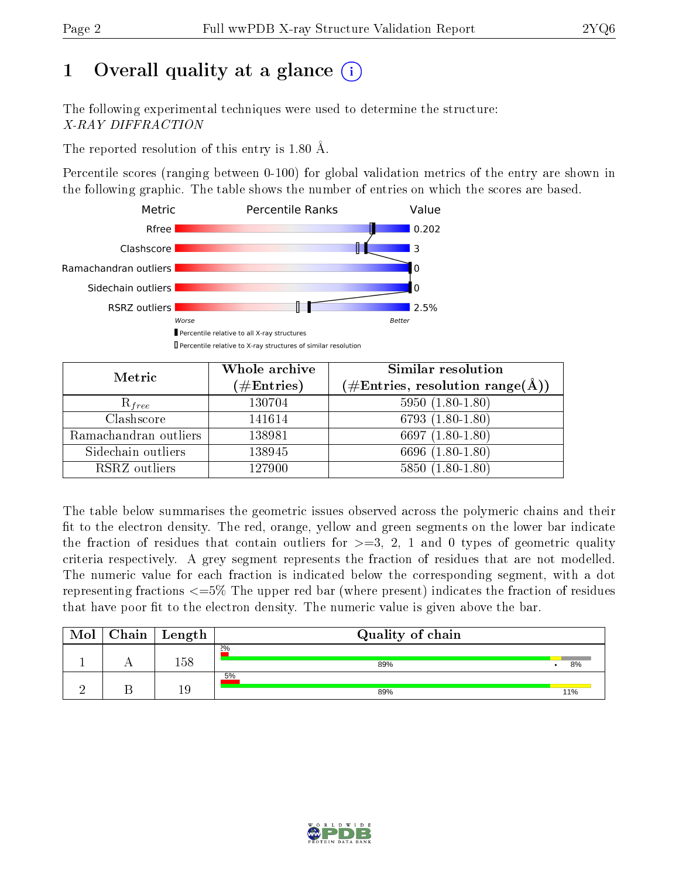# 1 Overall quality at a glance (i)

The following experimental techniques were used to determine the structure:
*X-RAY DIFFRACTION*

The reported resolution of this entry is 1.80 Å.

Percentile scores (ranging between 0-100) for global validation metrics of the entry are shown in the following graphic. The table shows the number of entries on which the scores are based.

| Metric | Value |
|---|---|
| Rfree | 0.202 |
| Clashscore | 3 |
| Ramachandran outliers | 0 |
| Sidechain outliers | 0 |
| RSRZ outliers | 2.5% |

Worse — Better

▮ Percentile relative to all X-ray structures
▯ Percentile relative to X-ray structures of similar resolution

| Metric | Whole archive (#Entries) | Similar resolution (#Entries, resolution range(Å)) |
|---|---|---|
| $R_{free}$ | 130704 | 5950 (1.80-1.80) |
| Clashscore | 141614 | 6793 (1.80-1.80) |
| Ramachandran outliers | 138981 | 6697 (1.80-1.80) |
| Sidechain outliers | 138945 | 6696 (1.80-1.80) |
| RSRZ outliers | 127900 | 5850 (1.80-1.80) |

The table below summarises the geometric issues observed across the polymeric chains and their fit to the electron density. The red, orange, yellow and green segments on the lower bar indicate the fraction of residues that contain outliers for >=3, 2, 1 and 0 types of geometric quality criteria respectively. A grey segment represents the fraction of residues that are not modelled. The numeric value for each fraction is indicated below the corresponding segment, with a dot representing fractions <=5% The upper red bar (where present) indicates the fraction of residues that have poor fit to the electron density. The numeric value is given above the bar.

| Mol | Chain | Length | Quality of chain |
|---|---|---|---|
| 1 | A | 158 | 2%; 89% • 8% |
| 2 | B | 19 | 5%; 89% 11% |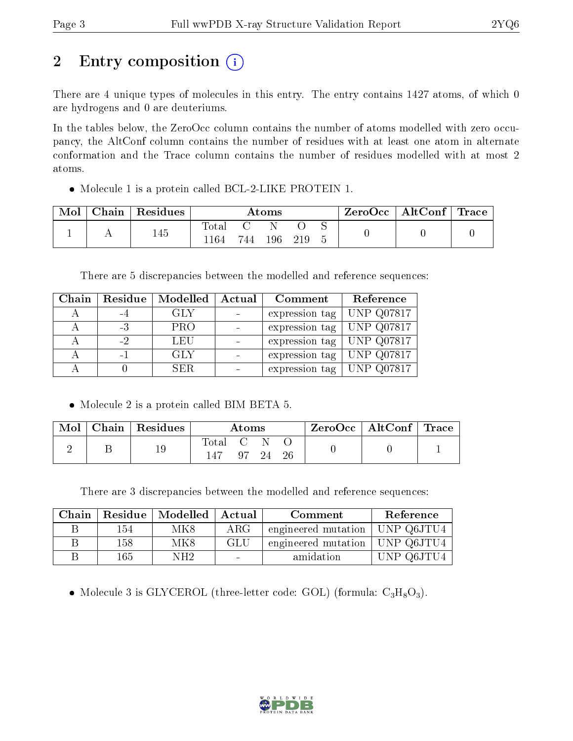# 2 Entry composition (i)

There are 4 unique types of molecules in this entry. The entry contains 1427 atoms, of which 0 are hydrogens and 0 are deuteriums.

In the tables below, the ZeroOcc column contains the number of atoms modelled with zero occupancy, the AltConf column contains the number of residues with at least one atom in alternate conformation and the Trace column contains the number of residues modelled with at most 2 atoms.

- Molecule 1 is a protein called BCL-2-LIKE PROTEIN 1.

| Mol | Chain | Residues | Atoms | | | | | ZeroOcc | AltConf | Trace |
|---|---|---|---|---|---|---|---|---|---|---|
| 1 | A | 145 | Total<br>1164 | C<br>744 | N<br>196 | O<br>219 | S<br>5 | 0 | 0 | 0 |

There are 5 discrepancies between the modelled and reference sequences:

| Chain | Residue | Modelled | Actual | Comment | Reference |
|---|---|---|---|---|---|
| A | -4 | GLY | - | expression tag | UNP Q07817 |
| A | -3 | PRO | - | expression tag | UNP Q07817 |
| A | -2 | LEU | - | expression tag | UNP Q07817 |
| A | -1 | GLY | - | expression tag | UNP Q07817 |
| A | 0 | SER | - | expression tag | UNP Q07817 |

- Molecule 2 is a protein called BIM BETA 5.

| Mol | Chain | Residues | Atoms | | | | ZeroOcc | AltConf | Trace |
|---|---|---|---|---|---|---|---|---|---|
| 2 | B | 19 | Total<br>147 | C<br>97 | N<br>24 | O<br>26 | 0 | 0 | 1 |

There are 3 discrepancies between the modelled and reference sequences:

| Chain | Residue | Modelled | Actual | Comment | Reference |
|---|---|---|---|---|---|
| B | 154 | MK8 | ARG | engineered mutation | UNP Q6JTU4 |
| B | 158 | MK8 | GLU | engineered mutation | UNP Q6JTU4 |
| B | 165 | NH2 | - | amidation | UNP Q6JTU4 |

- Molecule 3 is GLYCEROL (three-letter code: GOL) (formula: $C_3H_8O_3$).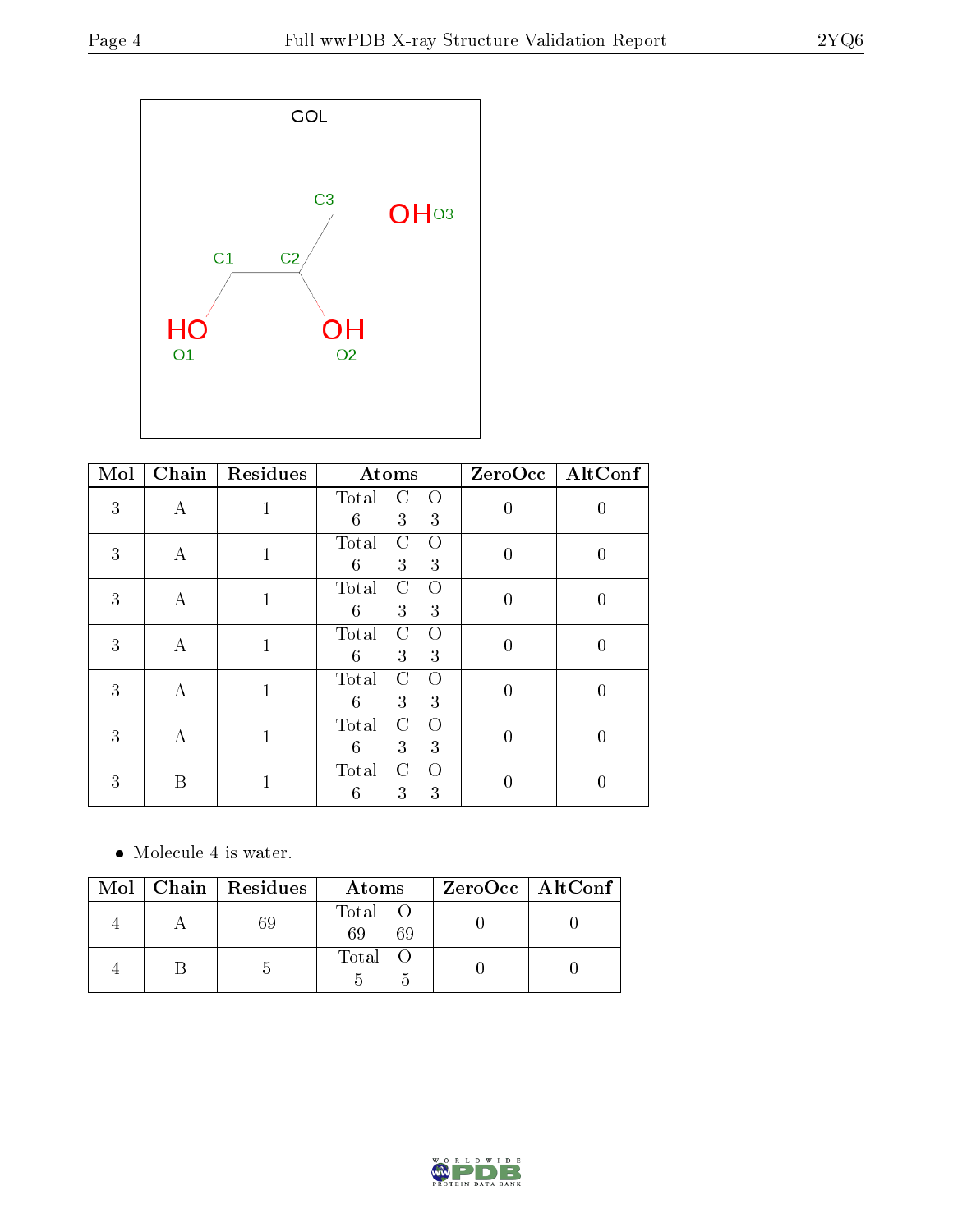| Mol | Chain | Residues | Atoms | ZeroOcc | AltConf |
|---|---|---|---|---|---|
| 3 | A | 1 | Total C O<br>6 3 3 | 0 | 0 |
| 3 | A | 1 | Total C O<br>6 3 3 | 0 | 0 |
| 3 | A | 1 | Total C O<br>6 3 3 | 0 | 0 |
| 3 | A | 1 | Total C O<br>6 3 3 | 0 | 0 |
| 3 | A | 1 | Total C O<br>6 3 3 | 0 | 0 |
| 3 | A | 1 | Total C O<br>6 3 3 | 0 | 0 |
| 3 | B | 1 | Total C O<br>6 3 3 | 0 | 0 |

- Molecule 4 is water.

| Mol | Chain | Residues | Atoms | ZeroOcc | AltConf |
|---|---|---|---|---|---|
| 4 | A | 69 | Total O<br>69 69 | 0 | 0 |
| 4 | B | 5 | Total O<br>5 5 | 0 | 0 |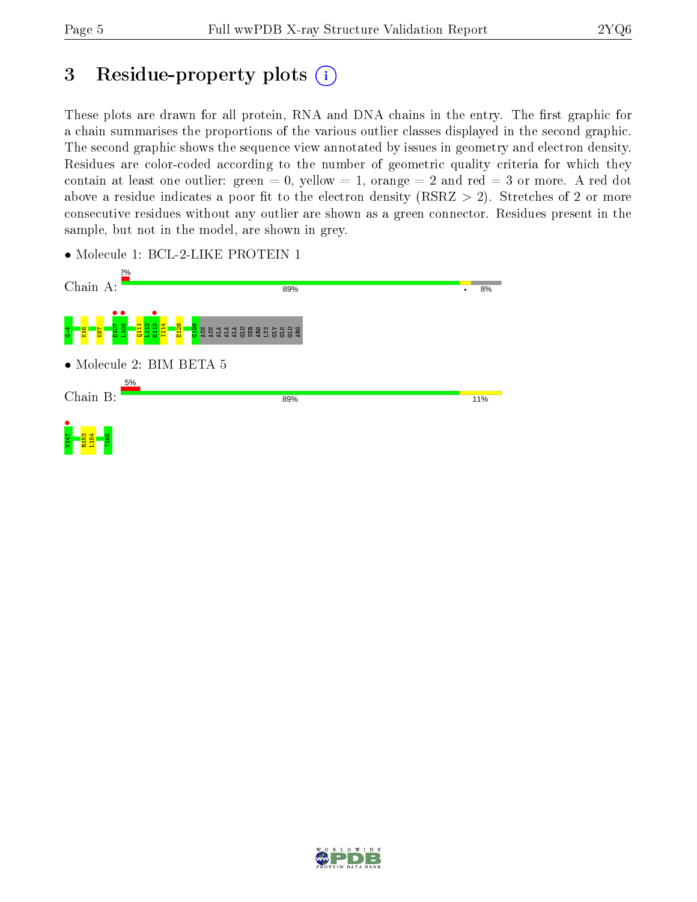# 3 Residue-property plots

These plots are drawn for all protein, RNA and DNA chains in the entry. The first graphic for a chain summarises the proportions of the various outlier classes displayed in the second graphic. The second graphic shows the sequence view annotated by issues in geometry and electron density. Residues are color-coded according to the number of geometric quality criteria for which they contain at least one outlier: green = 0, yellow = 1, orange = 2 and red = 3 or more. A red dot above a residue indicates a poor fit to the electron density (RSRZ > 2). Stretches of 2 or more consecutive residues without any outlier are shown as a green connector. Residues present in the sample, but not in the model, are shown in grey.

- Molecule 1: BCL-2-LIKE PROTEIN 1

Chain A: 2% | 89% | • | 8%

G-4, K16, K87, D107, L108, Q111, L112, H113, I114, E129, G196, ASN, ASN, ALA, ALA, ALA, GLU, SER, ARG, LYS, GLY, GLN, GLU, ARG

- Molecule 2: BIM BETA 5

Chain B: 5% | 89% | 11%

W147, R153, L154, ?165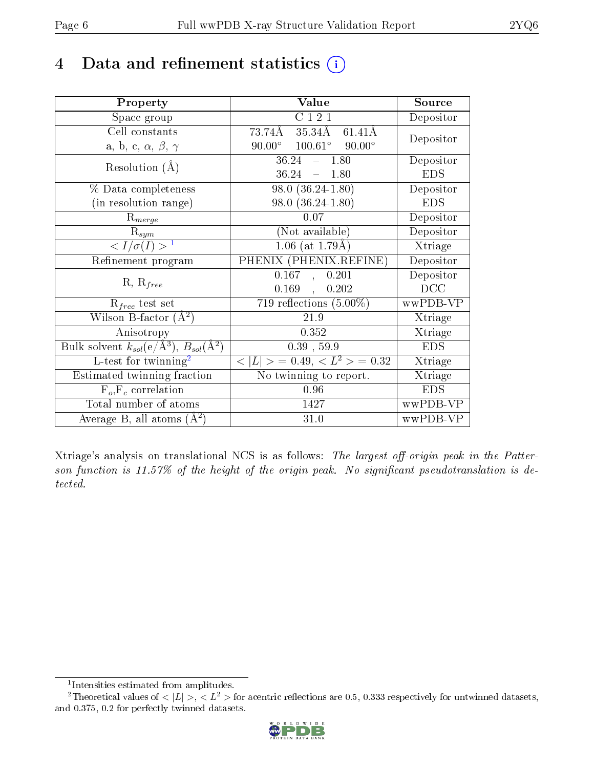# 4 Data and refinement statistics

| Property | Value | Source |
|---|---|---|
| Space group | C 1 2 1 | Depositor |
| Cell constants<br>a, b, c, $\alpha$, $\beta$, $\gamma$ | 73.74Å 35.34Å 61.41Å<br>90.00° 100.61° 90.00° | Depositor |
| Resolution (Å) | 36.24 – 1.80<br>36.24 – 1.80 | Depositor<br>EDS |
| % Data completeness<br>(in resolution range) | 98.0 (36.24-1.80)<br>98.0 (36.24-1.80) | Depositor<br>EDS |
| $R_{merge}$ | 0.07 | Depositor |
| $R_{sym}$ | (Not available) | Depositor |
| $< I/\sigma(I) >$ [1] | 1.06 (at 1.79Å) | Xtriage |
| Refinement program | PHENIX (PHENIX.REFINE) | Depositor |
| R, $R_{free}$ | 0.167 , 0.201<br>0.169 , 0.202 | Depositor<br>DCC |
| $R_{free}$ test set | 719 reflections (5.00%) | wwPDB-VP |
| Wilson B-factor (Å$^2$) | 21.9 | Xtriage |
| Anisotropy | 0.352 | Xtriage |
| Bulk solvent $k_{sol}$(e/Å$^3$), $B_{sol}$(Å$^2$) | 0.39 , 59.9 | EDS |
| L-test for twinning[2] | $< \|L\| >$ = 0.49, $< L^2 >$ = 0.32 | Xtriage |
| Estimated twinning fraction | No twinning to report. | Xtriage |
| $F_o$,$F_c$ correlation | 0.96 | EDS |
| Total number of atoms | 1427 | wwPDB-VP |
| Average B, all atoms (Å$^2$) | 31.0 | wwPDB-VP |

Xtriage's analysis on translational NCS is as follows: *The largest off-origin peak in the Patterson function is 11.57% of the height of the origin peak. No significant pseudotranslation is detected.*

[1] Intensities estimated from amplitudes.

[2] Theoretical values of $< |L| >$, $< L^2 >$ for acentric reflections are 0.5, 0.333 respectively for untwinned datasets, and 0.375, 0.2 for perfectly twinned datasets.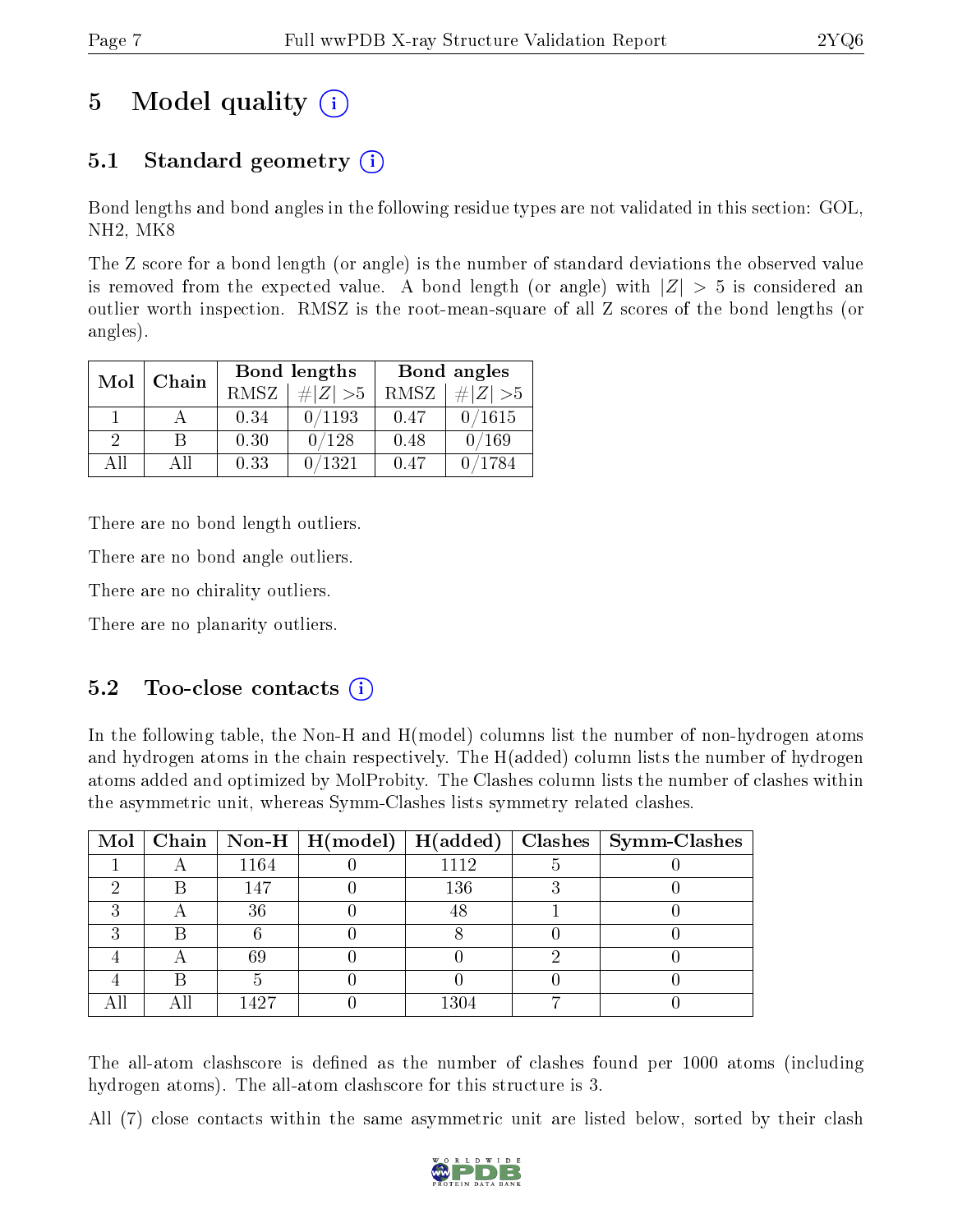# 5 Model quality

## 5.1 Standard geometry

Bond lengths and bond angles in the following residue types are not validated in this section: GOL, NH2, MK8

The Z score for a bond length (or angle) is the number of standard deviations the observed value is removed from the expected value. A bond length (or angle) with $|Z| > 5$ is considered an outlier worth inspection. RMSZ is the root-mean-square of all Z scores of the bond lengths (or angles).

| Mol | Chain | Bond lengths | | Bond angles | |
|---|---|---|---|---|---|
| | | RMSZ | #$|Z|$ >5 | RMSZ | #$|Z|$ >5 |
| 1 | A | 0.34 | 0/1193 | 0.47 | 0/1615 |
| 2 | B | 0.30 | 0/128 | 0.48 | 0/169 |
| All | All | 0.33 | 0/1321 | 0.47 | 0/1784 |

There are no bond length outliers.

There are no bond angle outliers.

There are no chirality outliers.

There are no planarity outliers.

## 5.2 Too-close contacts

In the following table, the Non-H and H(model) columns list the number of non-hydrogen atoms and hydrogen atoms in the chain respectively. The H(added) column lists the number of hydrogen atoms added and optimized by MolProbity. The Clashes column lists the number of clashes within the asymmetric unit, whereas Symm-Clashes lists symmetry related clashes.

| Mol | Chain | Non-H | H(model) | H(added) | Clashes | Symm-Clashes |
|---|---|---|---|---|---|---|
| 1 | A | 1164 | 0 | 1112 | 5 | 0 |
| 2 | B | 147 | 0 | 136 | 3 | 0 |
| 3 | A | 36 | 0 | 48 | 1 | 0 |
| 3 | B | 6 | 0 | 8 | 0 | 0 |
| 4 | A | 69 | 0 | 0 | 2 | 0 |
| 4 | B | 5 | 0 | 0 | 0 | 0 |
| All | All | 1427 | 0 | 1304 | 7 | 0 |

The all-atom clashscore is defined as the number of clashes found per 1000 atoms (including hydrogen atoms). The all-atom clashscore for this structure is 3.

All (7) close contacts within the same asymmetric unit are listed below, sorted by their clash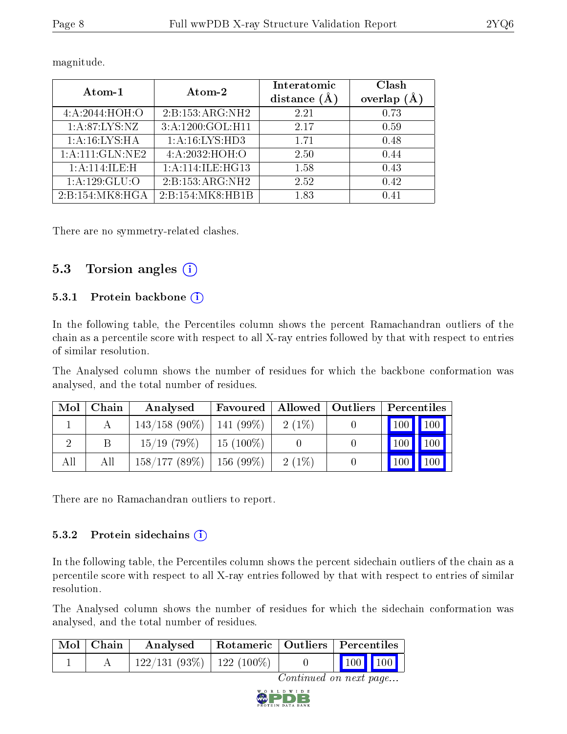magnitude.

| Atom-1 | Atom-2 | Interatomic distance (Å) | Clash overlap (Å) |
|---|---|---|---|
| 4:A:2044:HOH:O | 2:B:153:ARG:NH2 | 2.21 | 0.73 |
| 1:A:87:LYS:NZ | 3:A:1200:GOL:H11 | 2.17 | 0.59 |
| 1:A:16:LYS:HA | 1:A:16:LYS:HD3 | 1.71 | 0.48 |
| 1:A:111:GLN:NE2 | 4:A:2032:HOH:O | 2.50 | 0.44 |
| 1:A:114:ILE:H | 1:A:114:ILE:HG13 | 1.58 | 0.43 |
| 1:A:129:GLU:O | 2:B:153:ARG:NH2 | 2.52 | 0.42 |
| 2:B:154:MK8:HGA | 2:B:154:MK8:HB1B | 1.83 | 0.41 |

There are no symmetry-related clashes.

## 5.3 Torsion angles

### 5.3.1 Protein backbone

In the following table, the Percentiles column shows the percent Ramachandran outliers of the chain as a percentile score with respect to all X-ray entries followed by that with respect to entries of similar resolution.

The Analysed column shows the number of residues for which the backbone conformation was analysed, and the total number of residues.

| Mol | Chain | Analysed | Favoured | Allowed | Outliers | Percentiles | |
|---|---|---|---|---|---|---|---|
| 1 | A | 143/158 (90%) | 141 (99%) | 2 (1%) | 0 | 100 | 100 |
| 2 | B | 15/19 (79%) | 15 (100%) | 0 | 0 | 100 | 100 |
| All | All | 158/177 (89%) | 156 (99%) | 2 (1%) | 0 | 100 | 100 |

There are no Ramachandran outliers to report.

### 5.3.2 Protein sidechains

In the following table, the Percentiles column shows the percent sidechain outliers of the chain as a percentile score with respect to all X-ray entries followed by that with respect to entries of similar resolution.

The Analysed column shows the number of residues for which the sidechain conformation was analysed, and the total number of residues.

| Mol | Chain | Analysed | Rotameric | Outliers | Percentiles | |
|---|---|---|---|---|---|---|
| 1 | A | 122/131 (93%) | 122 (100%) | 0 | 100 | 100 |

*Continued on next page...*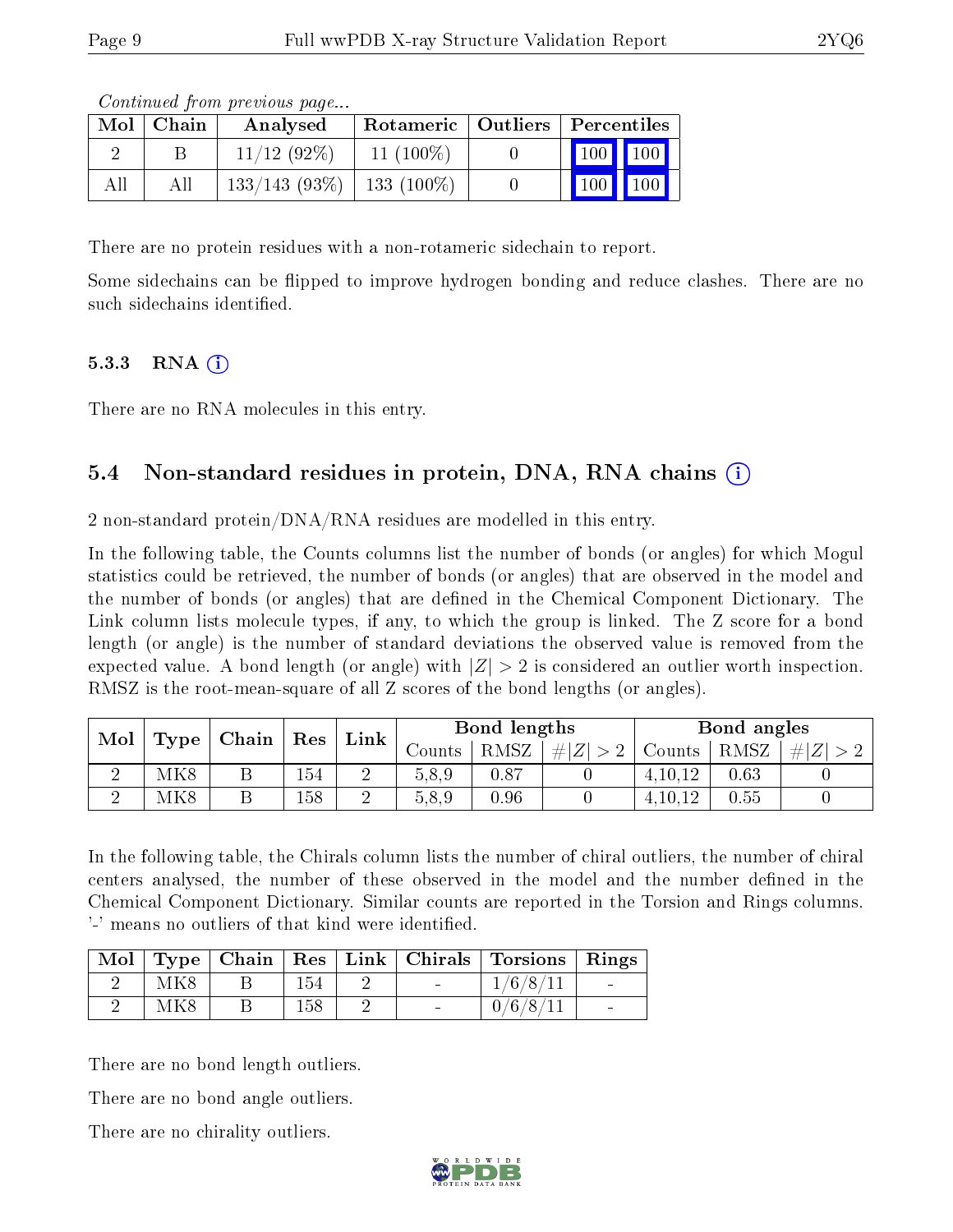*Continued from previous page...*

| Mol | Chain | Analysed | Rotameric | Outliers | Percentiles | |
|---|---|---|---|---|---|---|
| 2 | B | 11/12 (92%) | 11 (100%) | 0 | 100 | 100 |
| All | All | 133/143 (93%) | 133 (100%) | 0 | 100 | 100 |

There are no protein residues with a non-rotameric sidechain to report.

Some sidechains can be flipped to improve hydrogen bonding and reduce clashes. There are no such sidechains identified.

### 5.3.3 RNA

There are no RNA molecules in this entry.

## 5.4 Non-standard residues in protein, DNA, RNA chains

2 non-standard protein/DNA/RNA residues are modelled in this entry.

In the following table, the Counts columns list the number of bonds (or angles) for which Mogul statistics could be retrieved, the number of bonds (or angles) that are observed in the model and the number of bonds (or angles) that are defined in the Chemical Component Dictionary. The Link column lists molecule types, if any, to which the group is linked. The Z score for a bond length (or angle) is the number of standard deviations the observed value is removed from the expected value. A bond length (or angle) with $|Z| > 2$ is considered an outlier worth inspection. RMSZ is the root-mean-square of all Z scores of the bond lengths (or angles).

| Mol | Type | Chain | Res | Link | Bond lengths | | | Bond angles | | |
|---|---|---|---|---|---|---|---|---|---|---|
| | | | | | Counts | RMSZ | $\#\|Z\| > 2$ | Counts | RMSZ | $\#\|Z\| > 2$ |
| 2 | MK8 | B | 154 | 2 | 5,8,9 | 0.87 | 0 | 4,10,12 | 0.63 | 0 |
| 2 | MK8 | B | 158 | 2 | 5,8,9 | 0.96 | 0 | 4,10,12 | 0.55 | 0 |

In the following table, the Chirals column lists the number of chiral outliers, the number of chiral centers analysed, the number of these observed in the model and the number defined in the Chemical Component Dictionary. Similar counts are reported in the Torsion and Rings columns. '-' means no outliers of that kind were identified.

| Mol | Type | Chain | Res | Link | Chirals | Torsions | Rings |
|---|---|---|---|---|---|---|---|
| 2 | MK8 | B | 154 | 2 | - | 1/6/8/11 | - |
| 2 | MK8 | B | 158 | 2 | - | 0/6/8/11 | - |

There are no bond length outliers.

There are no bond angle outliers.

There are no chirality outliers.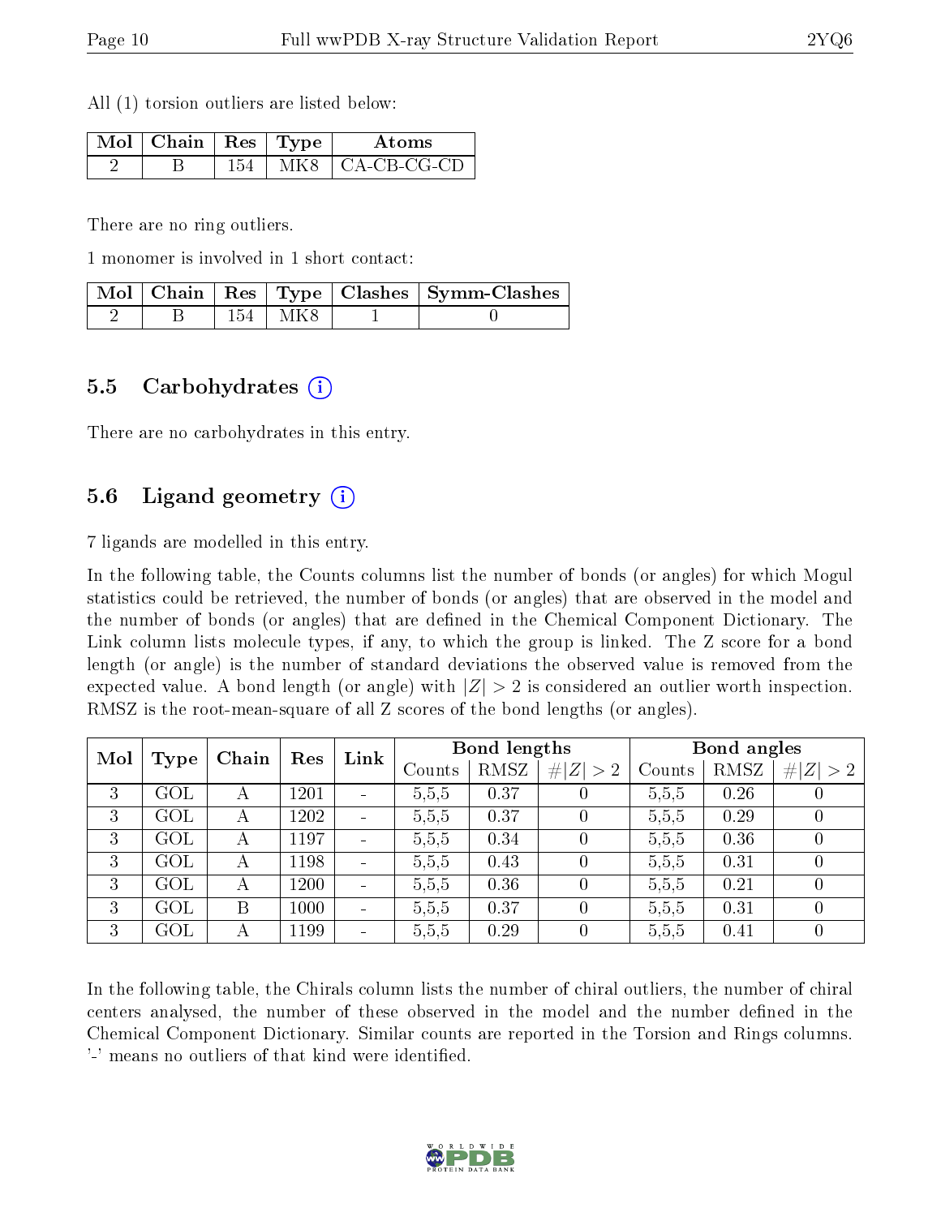All (1) torsion outliers are listed below:

| Mol | Chain | Res | Type | Atoms |
|---|---|---|---|---|
| 2 | B | 154 | MK8 | CA-CB-CG-CD |

There are no ring outliers.

1 monomer is involved in 1 short contact:

| Mol | Chain | Res | Type | Clashes | Symm-Clashes |
|---|---|---|---|---|---|
| 2 | B | 154 | MK8 | 1 | 0 |

## 5.5 Carbohydrates

There are no carbohydrates in this entry.

## 5.6 Ligand geometry

7 ligands are modelled in this entry.

In the following table, the Counts columns list the number of bonds (or angles) for which Mogul statistics could be retrieved, the number of bonds (or angles) that are observed in the model and the number of bonds (or angles) that are defined in the Chemical Component Dictionary. The Link column lists molecule types, if any, to which the group is linked. The Z score for a bond length (or angle) is the number of standard deviations the observed value is removed from the expected value. A bond length (or angle) with $|Z| > 2$ is considered an outlier worth inspection. RMSZ is the root-mean-square of all Z scores of the bond lengths (or angles).

| Mol | Type | Chain | Res | Link | Bond lengths | | | Bond angles | | |
|---|---|---|---|---|---|---|---|---|---|---|
| | | | | | Counts | RMSZ | $\#\|Z\| > 2$ | Counts | RMSZ | $\#\|Z\| > 2$ |
| 3 | GOL | A | 1201 | - | 5,5,5 | 0.37 | 0 | 5,5,5 | 0.26 | 0 |
| 3 | GOL | A | 1202 | - | 5,5,5 | 0.37 | 0 | 5,5,5 | 0.29 | 0 |
| 3 | GOL | A | 1197 | - | 5,5,5 | 0.34 | 0 | 5,5,5 | 0.36 | 0 |
| 3 | GOL | A | 1198 | - | 5,5,5 | 0.43 | 0 | 5,5,5 | 0.31 | 0 |
| 3 | GOL | A | 1200 | - | 5,5,5 | 0.36 | 0 | 5,5,5 | 0.21 | 0 |
| 3 | GOL | B | 1000 | - | 5,5,5 | 0.37 | 0 | 5,5,5 | 0.31 | 0 |
| 3 | GOL | A | 1199 | - | 5,5,5 | 0.29 | 0 | 5,5,5 | 0.41 | 0 |

In the following table, the Chirals column lists the number of chiral outliers, the number of chiral centers analysed, the number of these observed in the model and the number defined in the Chemical Component Dictionary. Similar counts are reported in the Torsion and Rings columns. '-' means no outliers of that kind were identified.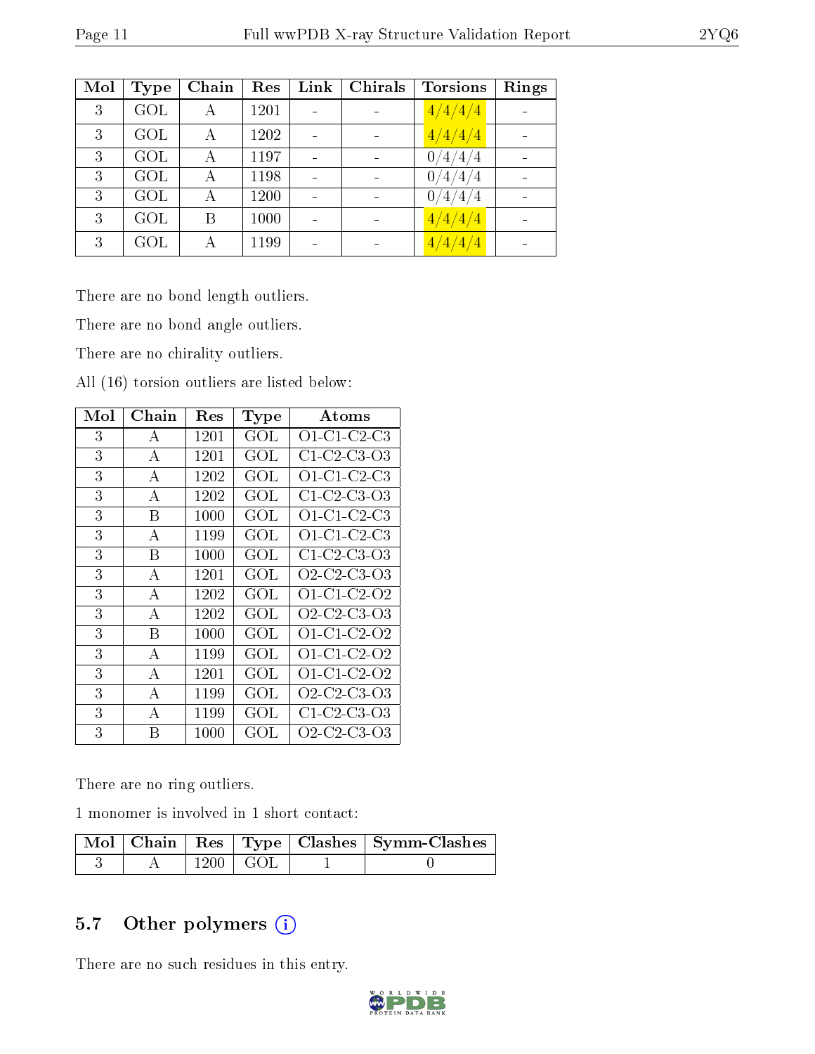| Mol | Type | Chain | Res | Link | Chirals | Torsions | Rings |
|---|---|---|---|---|---|---|---|
| 3 | GOL | A | 1201 | - | - | 4/4/4/4 | - |
| 3 | GOL | A | 1202 | - | - | 4/4/4/4 | - |
| 3 | GOL | A | 1197 | - | - | 0/4/4/4 | - |
| 3 | GOL | A | 1198 | - | - | 0/4/4/4 | - |
| 3 | GOL | A | 1200 | - | - | 0/4/4/4 | - |
| 3 | GOL | B | 1000 | - | - | 4/4/4/4 | - |
| 3 | GOL | A | 1199 | - | - | 4/4/4/4 | - |

There are no bond length outliers.

There are no bond angle outliers.

There are no chirality outliers.

All (16) torsion outliers are listed below:

| Mol | Chain | Res | Type | Atoms |
|---|---|---|---|---|
| 3 | A | 1201 | GOL | O1-C1-C2-C3 |
| 3 | A | 1201 | GOL | C1-C2-C3-O3 |
| 3 | A | 1202 | GOL | O1-C1-C2-C3 |
| 3 | A | 1202 | GOL | C1-C2-C3-O3 |
| 3 | B | 1000 | GOL | O1-C1-C2-C3 |
| 3 | A | 1199 | GOL | O1-C1-C2-C3 |
| 3 | B | 1000 | GOL | C1-C2-C3-O3 |
| 3 | A | 1201 | GOL | O2-C2-C3-O3 |
| 3 | A | 1202 | GOL | O1-C1-C2-O2 |
| 3 | A | 1202 | GOL | O2-C2-C3-O3 |
| 3 | B | 1000 | GOL | O1-C1-C2-O2 |
| 3 | A | 1199 | GOL | O1-C1-C2-O2 |
| 3 | A | 1201 | GOL | O1-C1-C2-O2 |
| 3 | A | 1199 | GOL | O2-C2-C3-O3 |
| 3 | A | 1199 | GOL | C1-C2-C3-O3 |
| 3 | B | 1000 | GOL | O2-C2-C3-O3 |

There are no ring outliers.

1 monomer is involved in 1 short contact:

| Mol | Chain | Res | Type | Clashes | Symm-Clashes |
|---|---|---|---|---|---|
| 3 | A | 1200 | GOL | 1 | 0 |

## 5.7 Other polymers

There are no such residues in this entry.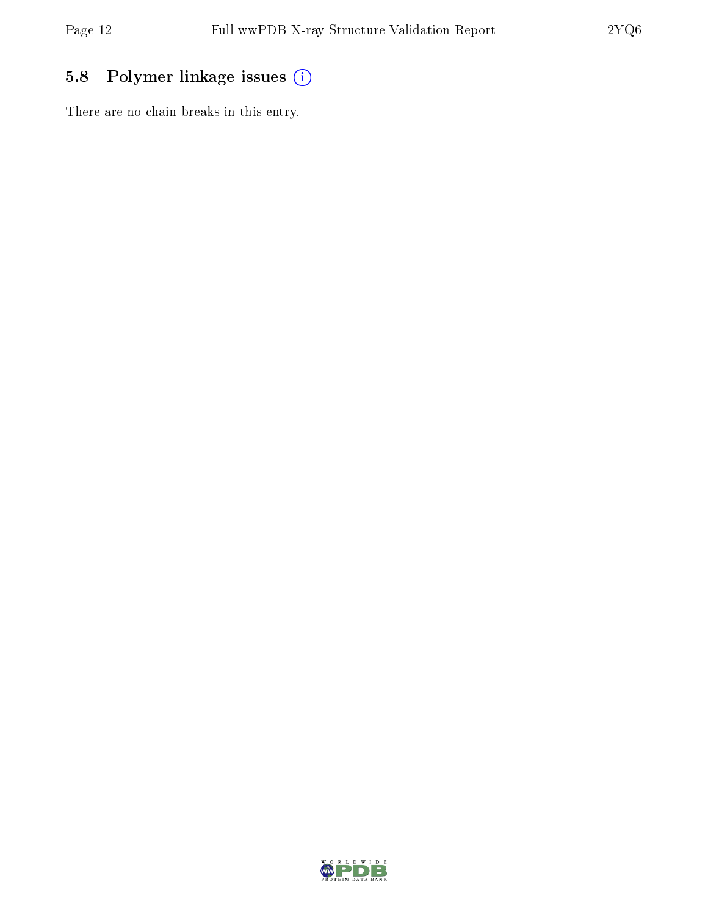### 5.8 Polymer linkage issues

There are no chain breaks in this entry.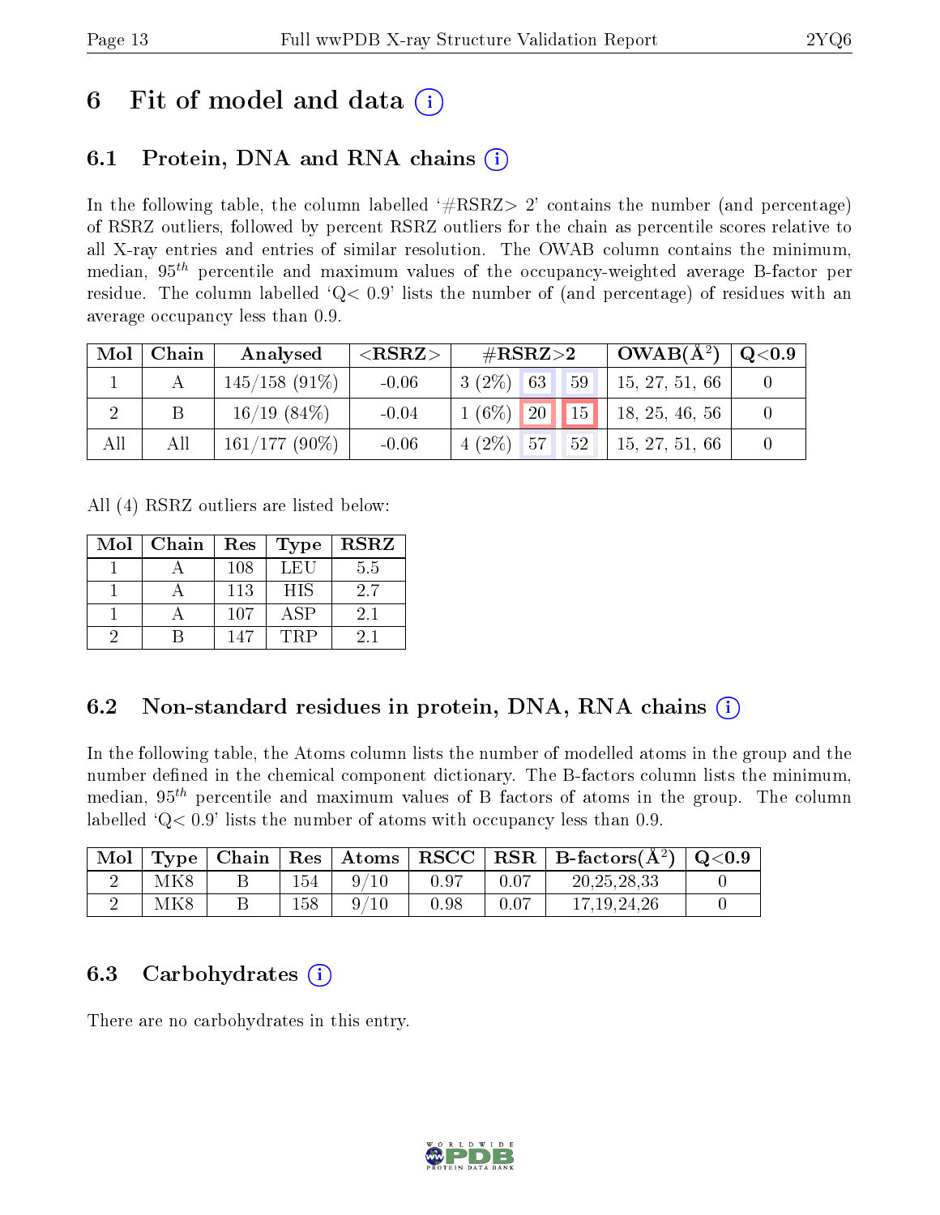# 6 Fit of model and data

## 6.1 Protein, DNA and RNA chains

In the following table, the column labelled '#RSRZ> 2' contains the number (and percentage) of RSRZ outliers, followed by percent RSRZ outliers for the chain as percentile scores relative to all X-ray entries and entries of similar resolution. The OWAB column contains the minimum, median, $95^{th}$ percentile and maximum values of the occupancy-weighted average B-factor per residue. The column labelled 'Q< 0.9' lists the number of (and percentage) of residues with an average occupancy less than 0.9.

| Mol | Chain | Analysed | <RSRZ> | #RSRZ>2 | | | OWAB(Å$^2$) | Q<0.9 |
|---|---|---|---|---|---|---|---|---|
| 1 | A | 145/158 (91%) | -0.06 | 3 (2%) | 63 | 59 | 15, 27, 51, 66 | 0 |
| 2 | B | 16/19 (84%) | -0.04 | 1 (6%) | 20 | 15 | 18, 25, 46, 56 | 0 |
| All | All | 161/177 (90%) | -0.06 | 4 (2%) | 57 | 52 | 15, 27, 51, 66 | 0 |

All (4) RSRZ outliers are listed below:

| Mol | Chain | Res | Type | RSRZ |
|---|---|---|---|---|
| 1 | A | 108 | LEU | 5.5 |
| 1 | A | 113 | HIS | 2.7 |
| 1 | A | 107 | ASP | 2.1 |
| 2 | B | 147 | TRP | 2.1 |

## 6.2 Non-standard residues in protein, DNA, RNA chains

In the following table, the Atoms column lists the number of modelled atoms in the group and the number defined in the chemical component dictionary. The B-factors column lists the minimum, median, $95^{th}$ percentile and maximum values of B factors of atoms in the group. The column labelled 'Q< 0.9' lists the number of atoms with occupancy less than 0.9.

| Mol | Type | Chain | Res | Atoms | RSCC | RSR | B-factors(Å$^2$) | Q<0.9 |
|---|---|---|---|---|---|---|---|---|
| 2 | MK8 | B | 154 | 9/10 | 0.97 | 0.07 | 20,25,28,33 | 0 |
| 2 | MK8 | B | 158 | 9/10 | 0.98 | 0.07 | 17,19,24,26 | 0 |

## 6.3 Carbohydrates

There are no carbohydrates in this entry.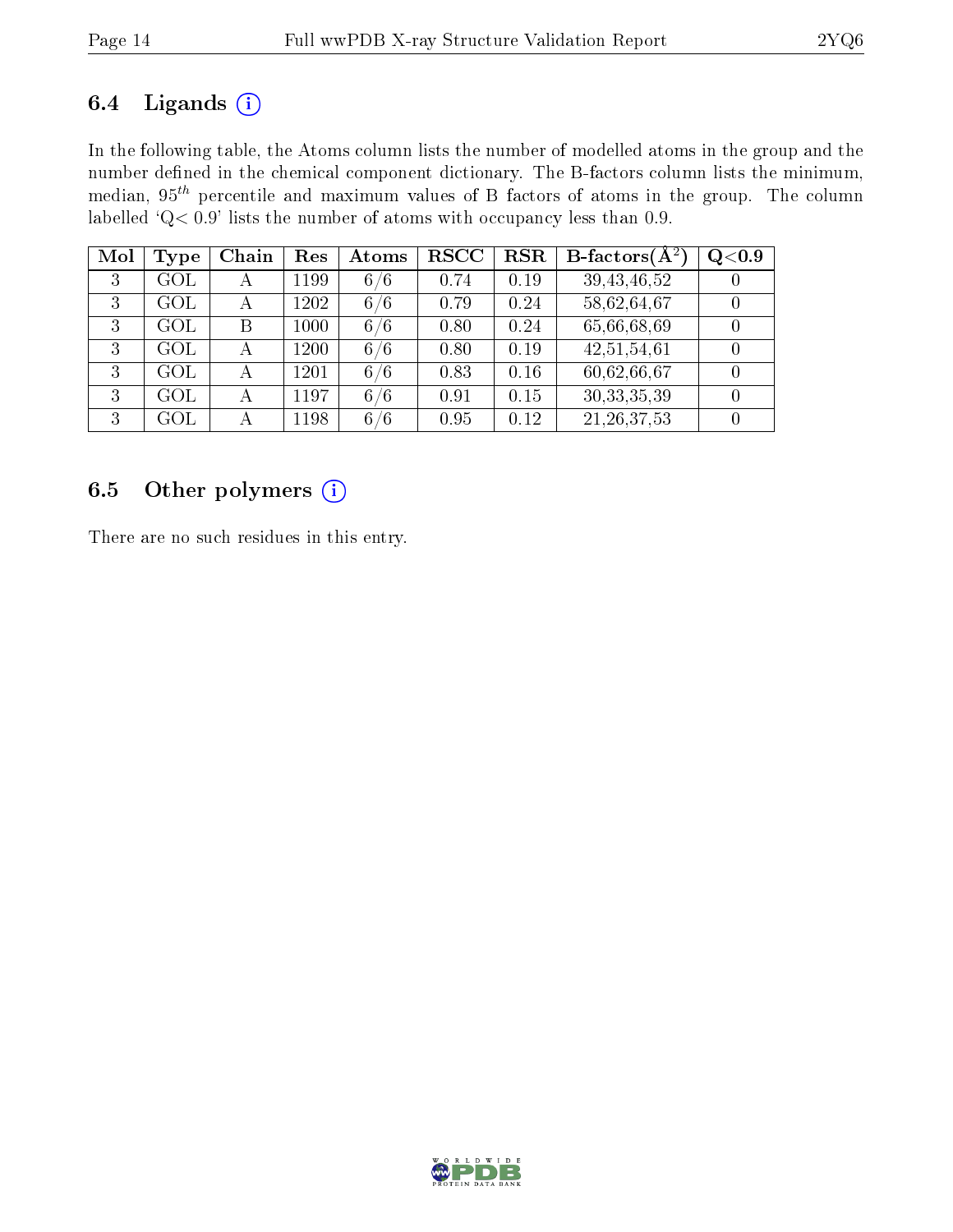## 6.4 Ligands (i)

In the following table, the Atoms column lists the number of modelled atoms in the group and the number defined in the chemical component dictionary. The B-factors column lists the minimum, median, $95^{th}$ percentile and maximum values of B factors of atoms in the group. The column labelled 'Q< 0.9' lists the number of atoms with occupancy less than 0.9.

| Mol | Type | Chain | Res | Atoms | RSCC | RSR | B-factors($Å^2$) | Q<0.9 |
|---|---|---|---|---|---|---|---|---|
| 3 | GOL | A | 1199 | 6/6 | 0.74 | 0.19 | 39,43,46,52 | 0 |
| 3 | GOL | A | 1202 | 6/6 | 0.79 | 0.24 | 58,62,64,67 | 0 |
| 3 | GOL | B | 1000 | 6/6 | 0.80 | 0.24 | 65,66,68,69 | 0 |
| 3 | GOL | A | 1200 | 6/6 | 0.80 | 0.19 | 42,51,54,61 | 0 |
| 3 | GOL | A | 1201 | 6/6 | 0.83 | 0.16 | 60,62,66,67 | 0 |
| 3 | GOL | A | 1197 | 6/6 | 0.91 | 0.15 | 30,33,35,39 | 0 |
| 3 | GOL | A | 1198 | 6/6 | 0.95 | 0.12 | 21,26,37,53 | 0 |

## 6.5 Other polymers (i)

There are no such residues in this entry.